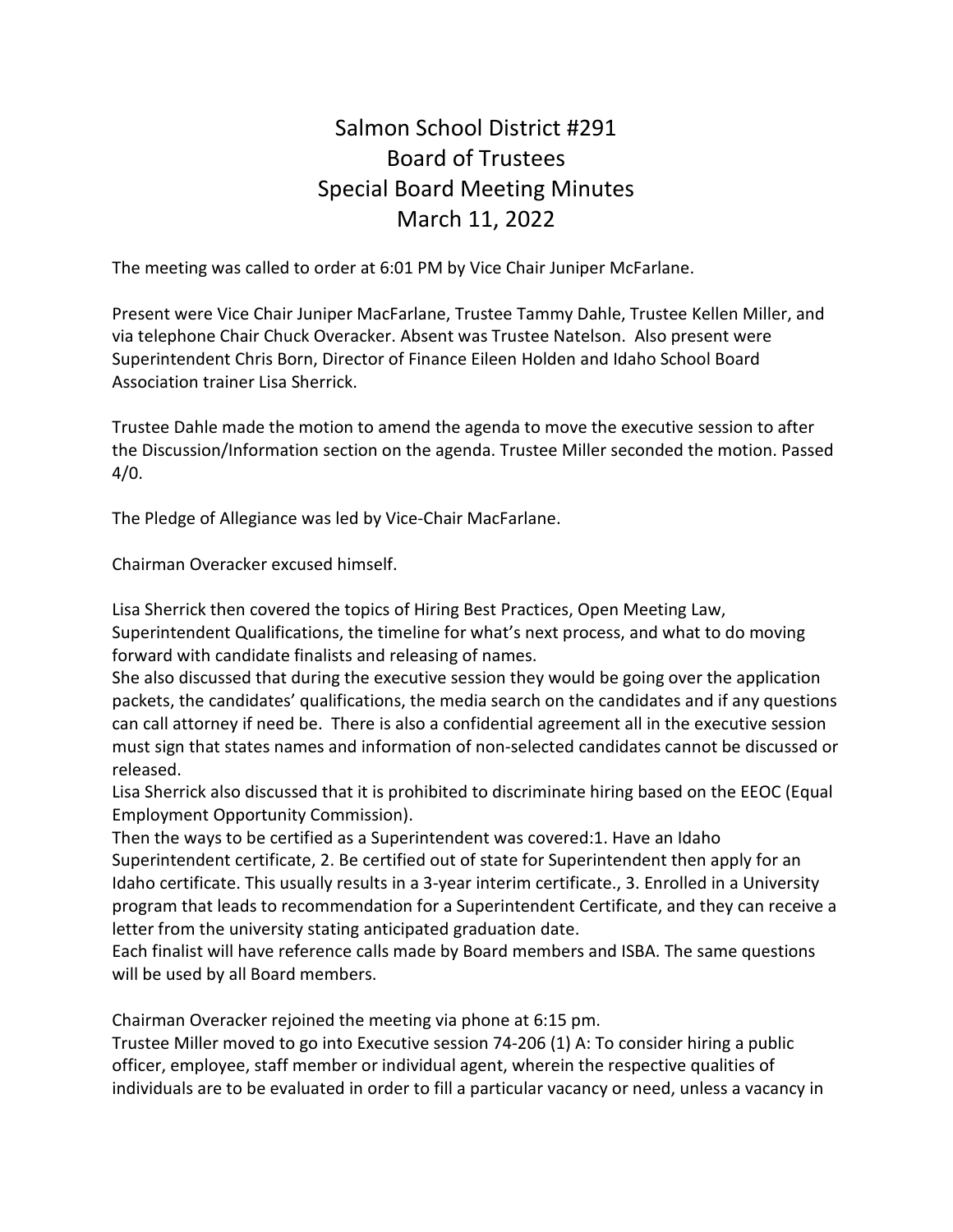# Salmon School District #291
## Board of Trustees
## Special Board Meeting Minutes
## March 11, 2022

The meeting was called to order at 6:01 PM by Vice Chair Juniper McFarlane.

Present were Vice Chair Juniper MacFarlane, Trustee Tammy Dahle, Trustee Kellen Miller, and via telephone Chair Chuck Overacker. Absent was Trustee Natelson. Also present were Superintendent Chris Born, Director of Finance Eileen Holden and Idaho School Board Association trainer Lisa Sherrick.

Trustee Dahle made the motion to amend the agenda to move the executive session to after the Discussion/Information section on the agenda. Trustee Miller seconded the motion. Passed 4/0.

The Pledge of Allegiance was led by Vice-Chair MacFarlane.

Chairman Overacker excused himself.

Lisa Sherrick then covered the topics of Hiring Best Practices, Open Meeting Law, Superintendent Qualifications, the timeline for what's next process, and what to do moving forward with candidate finalists and releasing of names.
She also discussed that during the executive session they would be going over the application packets, the candidates' qualifications, the media search on the candidates and if any questions can call attorney if need be. There is also a confidential agreement all in the executive session must sign that states names and information of non-selected candidates cannot be discussed or released.
Lisa Sherrick also discussed that it is prohibited to discriminate hiring based on the EEOC (Equal Employment Opportunity Commission).
Then the ways to be certified as a Superintendent was covered:1. Have an Idaho Superintendent certificate, 2. Be certified out of state for Superintendent then apply for an Idaho certificate. This usually results in a 3-year interim certificate., 3. Enrolled in a University program that leads to recommendation for a Superintendent Certificate, and they can receive a letter from the university stating anticipated graduation date.
Each finalist will have reference calls made by Board members and ISBA. The same questions will be used by all Board members.

Chairman Overacker rejoined the meeting via phone at 6:15 pm.
Trustee Miller moved to go into Executive session 74-206 (1) A: To consider hiring a public officer, employee, staff member or individual agent, wherein the respective qualities of individuals are to be evaluated in order to fill a particular vacancy or need, unless a vacancy in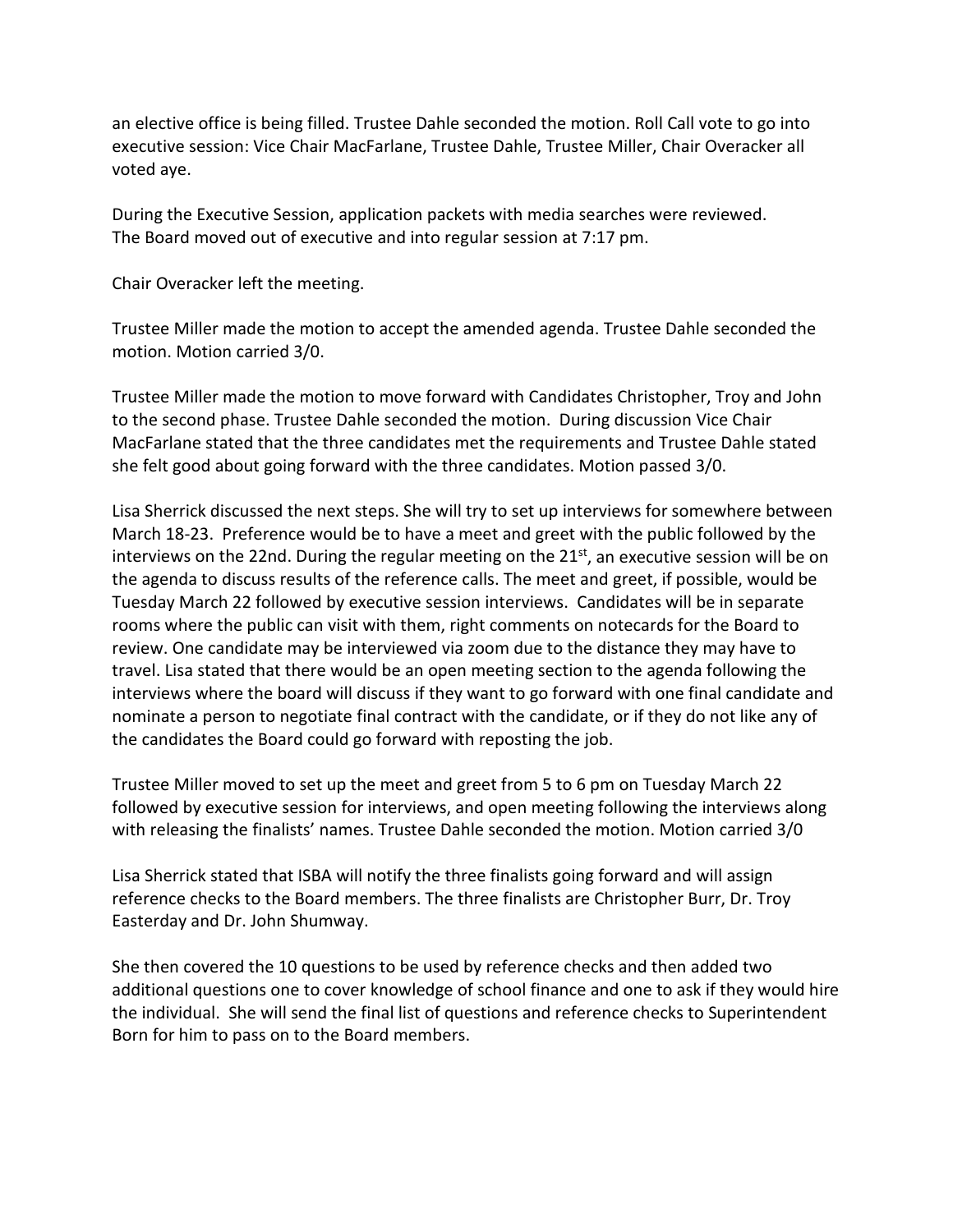an elective office is being filled. Trustee Dahle seconded the motion. Roll Call vote to go into executive session: Vice Chair MacFarlane, Trustee Dahle, Trustee Miller, Chair Overacker all voted aye.

During the Executive Session, application packets with media searches were reviewed.
The Board moved out of executive and into regular session at 7:17 pm.

Chair Overacker left the meeting.

Trustee Miller made the motion to accept the amended agenda. Trustee Dahle seconded the motion. Motion carried 3/0.

Trustee Miller made the motion to move forward with Candidates Christopher, Troy and John to the second phase. Trustee Dahle seconded the motion. During discussion Vice Chair MacFarlane stated that the three candidates met the requirements and Trustee Dahle stated she felt good about going forward with the three candidates. Motion passed 3/0.

Lisa Sherrick discussed the next steps. She will try to set up interviews for somewhere between March 18-23. Preference would be to have a meet and greet with the public followed by the interviews on the 22nd. During the regular meeting on the 21st, an executive session will be on the agenda to discuss results of the reference calls. The meet and greet, if possible, would be Tuesday March 22 followed by executive session interviews. Candidates will be in separate rooms where the public can visit with them, right comments on notecards for the Board to review. One candidate may be interviewed via zoom due to the distance they may have to travel. Lisa stated that there would be an open meeting section to the agenda following the interviews where the board will discuss if they want to go forward with one final candidate and nominate a person to negotiate final contract with the candidate, or if they do not like any of the candidates the Board could go forward with reposting the job.

Trustee Miller moved to set up the meet and greet from 5 to 6 pm on Tuesday March 22 followed by executive session for interviews, and open meeting following the interviews along with releasing the finalists' names. Trustee Dahle seconded the motion. Motion carried 3/0

Lisa Sherrick stated that ISBA will notify the three finalists going forward and will assign reference checks to the Board members. The three finalists are Christopher Burr, Dr. Troy Easterday and Dr. John Shumway.

She then covered the 10 questions to be used by reference checks and then added two additional questions one to cover knowledge of school finance and one to ask if they would hire the individual. She will send the final list of questions and reference checks to Superintendent Born for him to pass on to the Board members.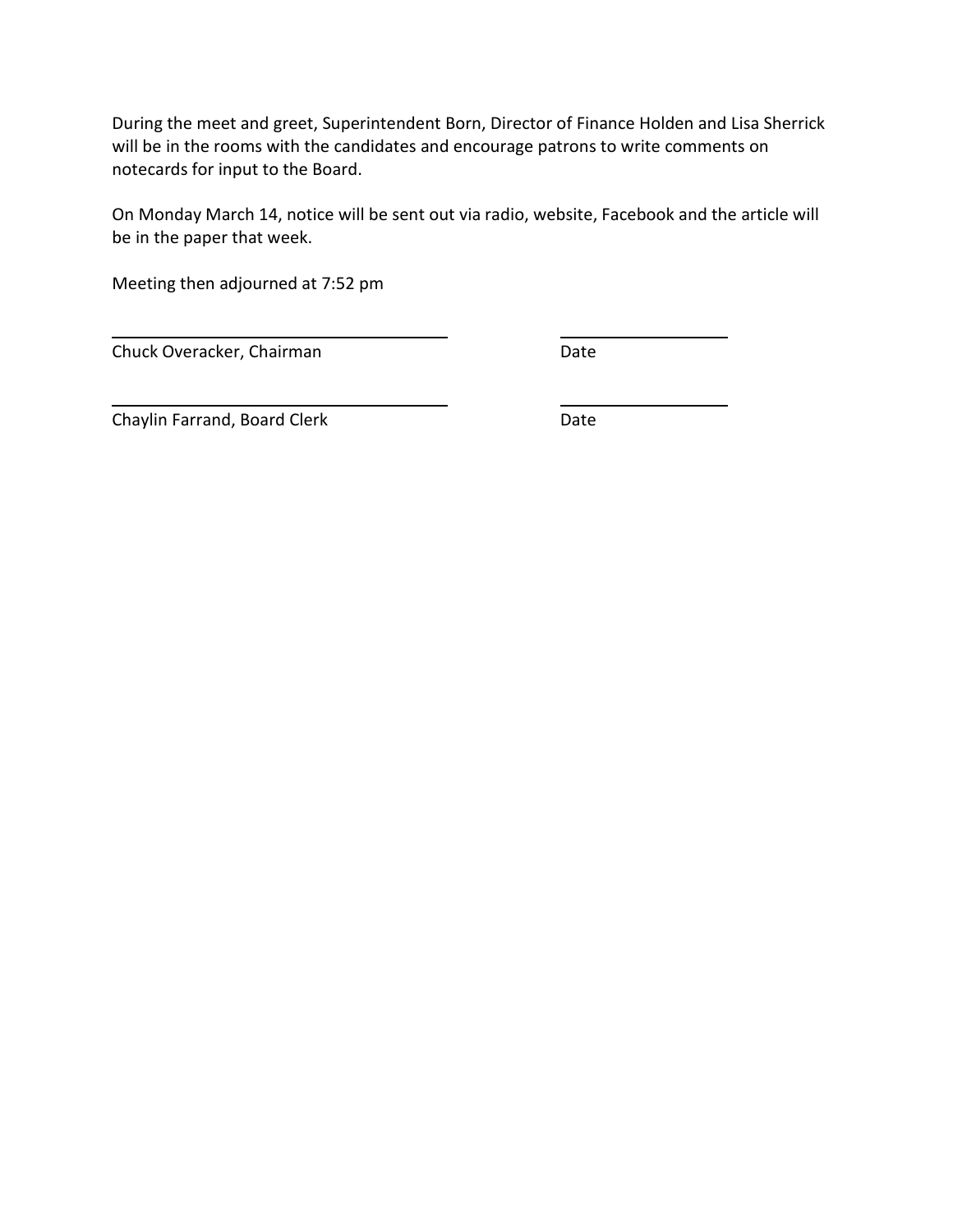During the meet and greet, Superintendent Born, Director of Finance Holden and Lisa Sherrick will be in the rooms with the candidates and encourage patrons to write comments on notecards for input to the Board.

On Monday March 14, notice will be sent out via radio, website, Facebook and the article will be in the paper that week.

Meeting then adjourned at 7:52 pm

| | |
|---|---|
| ______________________________ | ______________ |
| Chuck Overacker, Chairman | Date |
| ______________________________ | ______________ |
| Chaylin Farrand, Board Clerk | Date |